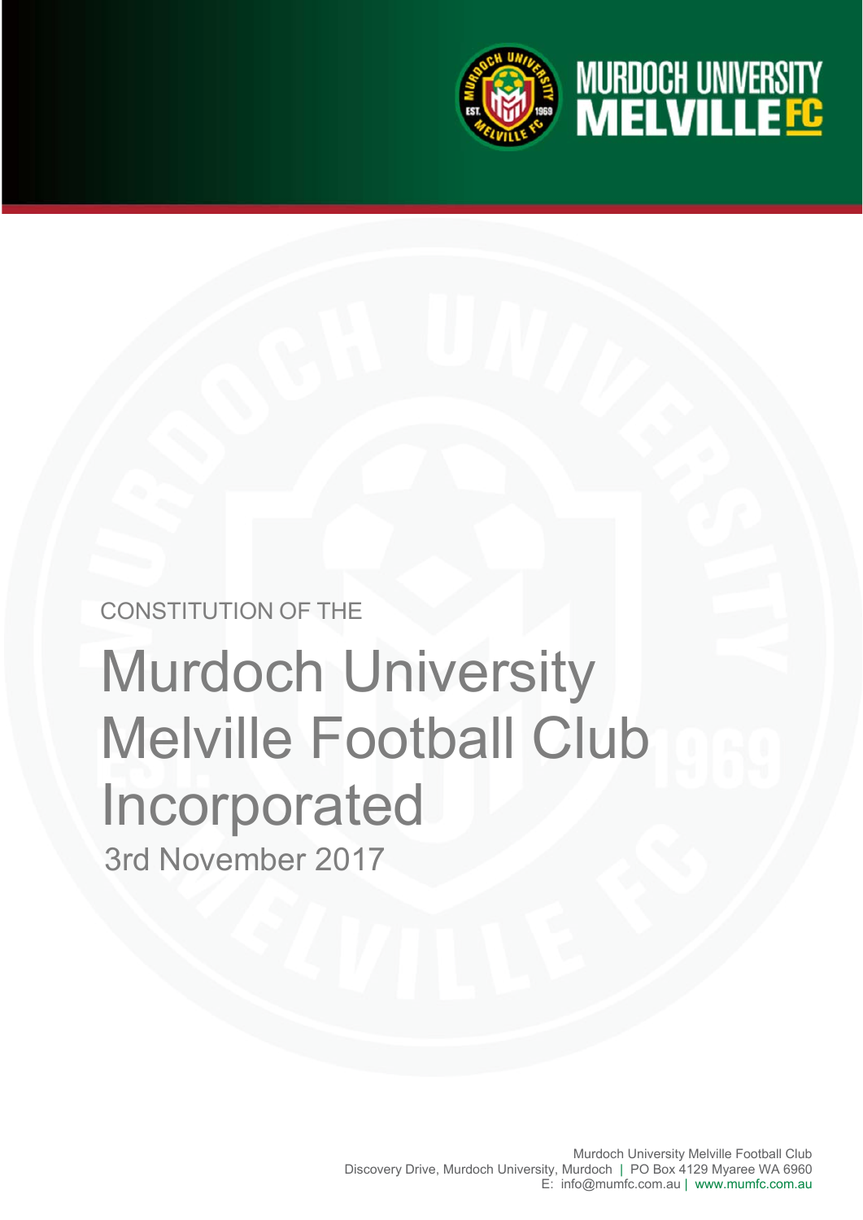MURDOCH UNIVERSITY MELVILLE FC

CONSTITUTION OF THE

# Murdoch University Melville Football Club Incorporated

3rd November 2017

Murdoch University Melville Football Club
Discovery Drive, Murdoch University, Murdoch | PO Box 4129 Myaree WA 6960
E: info@mumfc.com.au | www.mumfc.com.au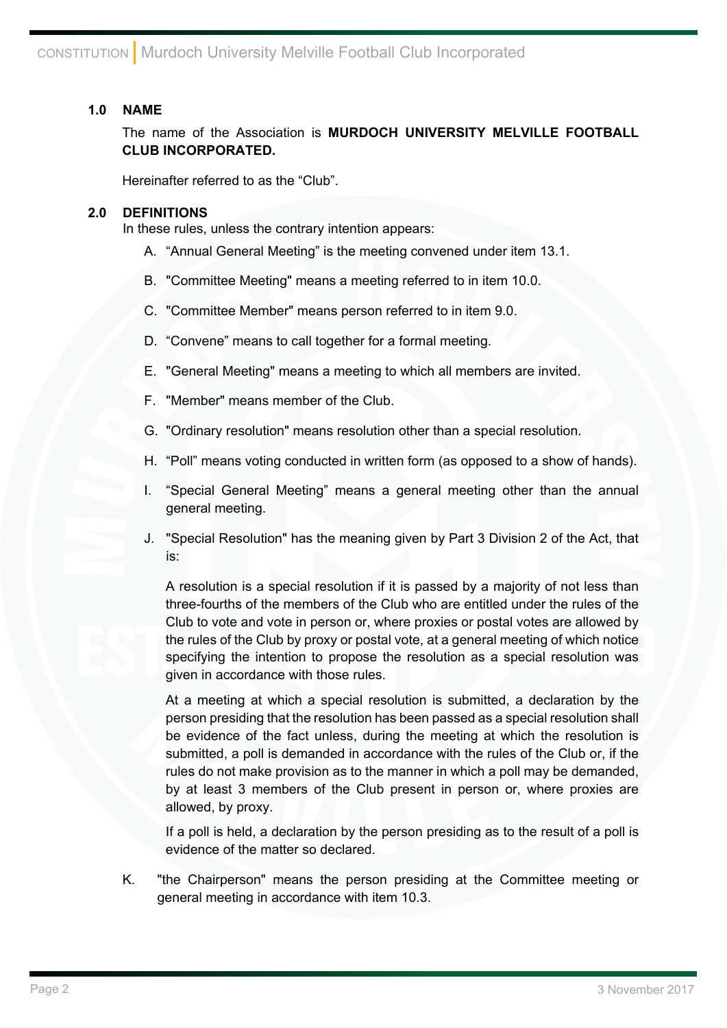## 1.0 NAME

The name of the Association is **MURDOCH UNIVERSITY MELVILLE FOOTBALL CLUB INCORPORATED.**

Hereinafter referred to as the "Club".

## 2.0 DEFINITIONS

In these rules, unless the contrary intention appears:

A. "Annual General Meeting" is the meeting convened under item 13.1.

B. "Committee Meeting" means a meeting referred to in item 10.0.

C. "Committee Member" means person referred to in item 9.0.

D. "Convene" means to call together for a formal meeting.

E. "General Meeting" means a meeting to which all members are invited.

F. "Member" means member of the Club.

G. "Ordinary resolution" means resolution other than a special resolution.

H. "Poll" means voting conducted in written form (as opposed to a show of hands).

I. "Special General Meeting" means a general meeting other than the annual general meeting.

J. "Special Resolution" has the meaning given by Part 3 Division 2 of the Act, that is:

   A resolution is a special resolution if it is passed by a majority of not less than three-fourths of the members of the Club who are entitled under the rules of the Club to vote and vote in person or, where proxies or postal votes are allowed by the rules of the Club by proxy or postal vote, at a general meeting of which notice specifying the intention to propose the resolution as a special resolution was given in accordance with those rules.

   At a meeting at which a special resolution is submitted, a declaration by the person presiding that the resolution has been passed as a special resolution shall be evidence of the fact unless, during the meeting at which the resolution is submitted, a poll is demanded in accordance with the rules of the Club or, if the rules do not make provision as to the manner in which a poll may be demanded, by at least 3 members of the Club present in person or, where proxies are allowed, by proxy.

   If a poll is held, a declaration by the person presiding as to the result of a poll is evidence of the matter so declared.

K. "the Chairperson" means the person presiding at the Committee meeting or general meeting in accordance with item 10.3.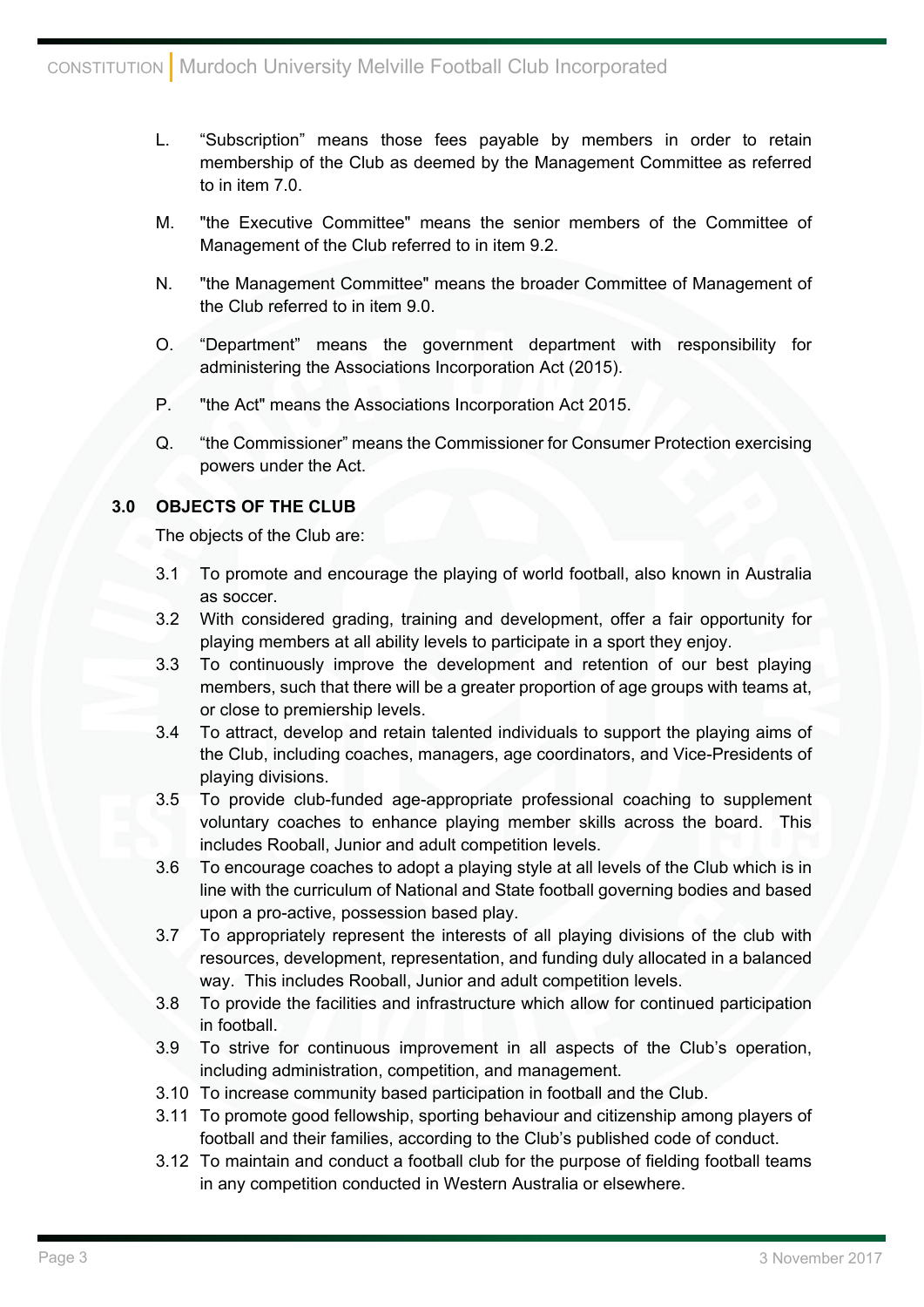L. "Subscription" means those fees payable by members in order to retain membership of the Club as deemed by the Management Committee as referred to in item 7.0.

M. "the Executive Committee" means the senior members of the Committee of Management of the Club referred to in item 9.2.

N. "the Management Committee" means the broader Committee of Management of the Club referred to in item 9.0.

O. "Department" means the government department with responsibility for administering the Associations Incorporation Act (2015).

P. "the Act" means the Associations Incorporation Act 2015.

Q. "the Commissioner" means the Commissioner for Consumer Protection exercising powers under the Act.

## 3.0 OBJECTS OF THE CLUB

The objects of the Club are:

3.1 To promote and encourage the playing of world football, also known in Australia as soccer.

3.2 With considered grading, training and development, offer a fair opportunity for playing members at all ability levels to participate in a sport they enjoy.

3.3 To continuously improve the development and retention of our best playing members, such that there will be a greater proportion of age groups with teams at, or close to premiership levels.

3.4 To attract, develop and retain talented individuals to support the playing aims of the Club, including coaches, managers, age coordinators, and Vice-Presidents of playing divisions.

3.5 To provide club-funded age-appropriate professional coaching to supplement voluntary coaches to enhance playing member skills across the board. This includes Rooball, Junior and adult competition levels.

3.6 To encourage coaches to adopt a playing style at all levels of the Club which is in line with the curriculum of National and State football governing bodies and based upon a pro-active, possession based play.

3.7 To appropriately represent the interests of all playing divisions of the club with resources, development, representation, and funding duly allocated in a balanced way. This includes Rooball, Junior and adult competition levels.

3.8 To provide the facilities and infrastructure which allow for continued participation in football.

3.9 To strive for continuous improvement in all aspects of the Club's operation, including administration, competition, and management.

3.10 To increase community based participation in football and the Club.

3.11 To promote good fellowship, sporting behaviour and citizenship among players of football and their families, according to the Club's published code of conduct.

3.12 To maintain and conduct a football club for the purpose of fielding football teams in any competition conducted in Western Australia or elsewhere.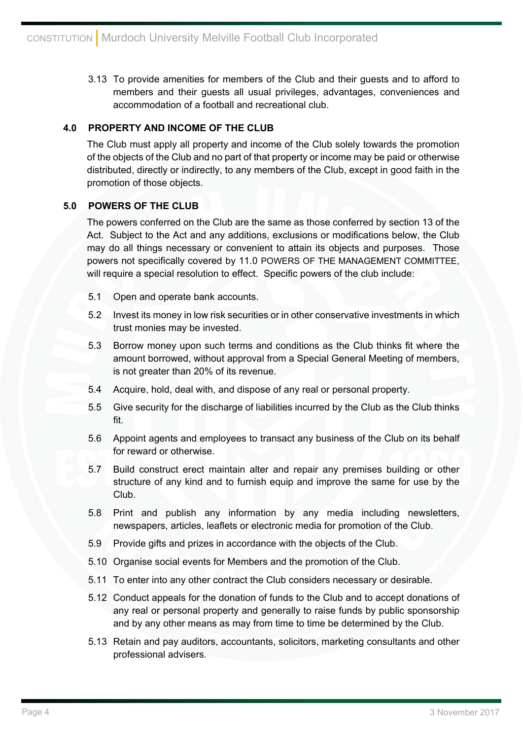3.13 To provide amenities for members of the Club and their guests and to afford to members and their guests all usual privileges, advantages, conveniences and accommodation of a football and recreational club.

## 4.0 PROPERTY AND INCOME OF THE CLUB

The Club must apply all property and income of the Club solely towards the promotion of the objects of the Club and no part of that property or income may be paid or otherwise distributed, directly or indirectly, to any members of the Club, except in good faith in the promotion of those objects.

## 5.0 POWERS OF THE CLUB

The powers conferred on the Club are the same as those conferred by section 13 of the Act. Subject to the Act and any additions, exclusions or modifications below, the Club may do all things necessary or convenient to attain its objects and purposes. Those powers not specifically covered by 11.0 POWERS OF THE MANAGEMENT COMMITTEE, will require a special resolution to effect. Specific powers of the club include:

5.1 Open and operate bank accounts.

5.2 Invest its money in low risk securities or in other conservative investments in which trust monies may be invested.

5.3 Borrow money upon such terms and conditions as the Club thinks fit where the amount borrowed, without approval from a Special General Meeting of members, is not greater than 20% of its revenue.

5.4 Acquire, hold, deal with, and dispose of any real or personal property.

5.5 Give security for the discharge of liabilities incurred by the Club as the Club thinks fit.

5.6 Appoint agents and employees to transact any business of the Club on its behalf for reward or otherwise.

5.7 Build construct erect maintain alter and repair any premises building or other structure of any kind and to furnish equip and improve the same for use by the Club.

5.8 Print and publish any information by any media including newsletters, newspapers, articles, leaflets or electronic media for promotion of the Club.

5.9 Provide gifts and prizes in accordance with the objects of the Club.

5.10 Organise social events for Members and the promotion of the Club.

5.11 To enter into any other contract the Club considers necessary or desirable.

5.12 Conduct appeals for the donation of funds to the Club and to accept donations of any real or personal property and generally to raise funds by public sponsorship and by any other means as may from time to time be determined by the Club.

5.13 Retain and pay auditors, accountants, solicitors, marketing consultants and other professional advisers.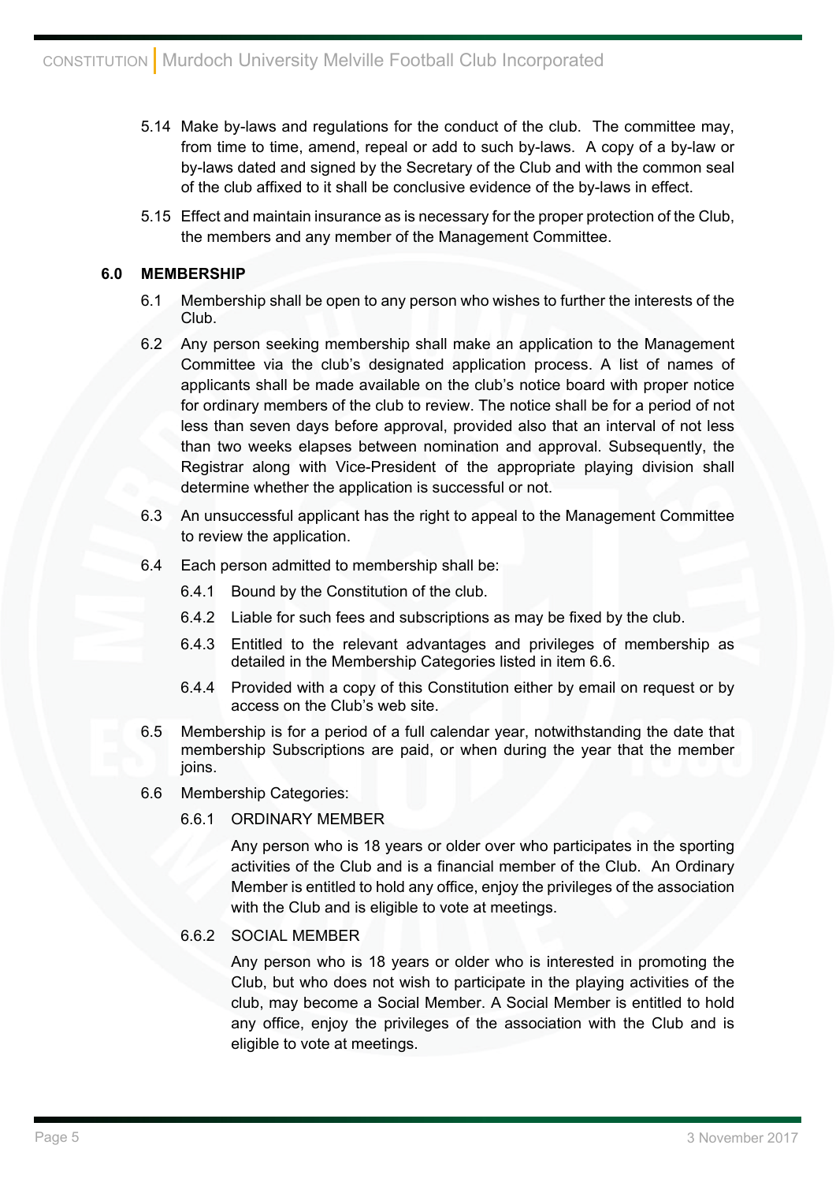5.14 Make by-laws and regulations for the conduct of the club. The committee may, from time to time, amend, repeal or add to such by-laws. A copy of a by-law or by-laws dated and signed by the Secretary of the Club and with the common seal of the club affixed to it shall be conclusive evidence of the by-laws in effect.

5.15 Effect and maintain insurance as is necessary for the proper protection of the Club, the members and any member of the Management Committee.

## 6.0 MEMBERSHIP

6.1 Membership shall be open to any person who wishes to further the interests of the Club.

6.2 Any person seeking membership shall make an application to the Management Committee via the club's designated application process. A list of names of applicants shall be made available on the club's notice board with proper notice for ordinary members of the club to review. The notice shall be for a period of not less than seven days before approval, provided also that an interval of not less than two weeks elapses between nomination and approval. Subsequently, the Registrar along with Vice-President of the appropriate playing division shall determine whether the application is successful or not.

6.3 An unsuccessful applicant has the right to appeal to the Management Committee to review the application.

6.4 Each person admitted to membership shall be:

6.4.1 Bound by the Constitution of the club.

6.4.2 Liable for such fees and subscriptions as may be fixed by the club.

6.4.3 Entitled to the relevant advantages and privileges of membership as detailed in the Membership Categories listed in item 6.6.

6.4.4 Provided with a copy of this Constitution either by email on request or by access on the Club's web site.

6.5 Membership is for a period of a full calendar year, notwithstanding the date that membership Subscriptions are paid, or when during the year that the member joins.

6.6 Membership Categories:

6.6.1 ORDINARY MEMBER

Any person who is 18 years or older over who participates in the sporting activities of the Club and is a financial member of the Club. An Ordinary Member is entitled to hold any office, enjoy the privileges of the association with the Club and is eligible to vote at meetings.

6.6.2 SOCIAL MEMBER

Any person who is 18 years or older who is interested in promoting the Club, but who does not wish to participate in the playing activities of the club, may become a Social Member. A Social Member is entitled to hold any office, enjoy the privileges of the association with the Club and is eligible to vote at meetings.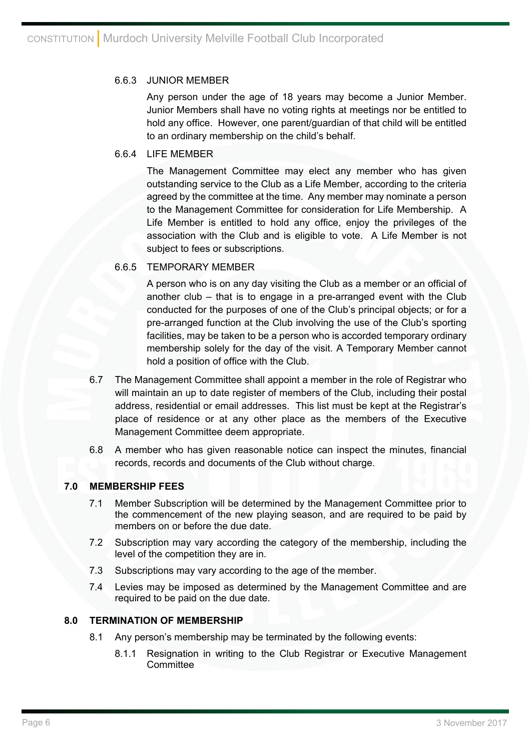6.6.3 JUNIOR MEMBER

Any person under the age of 18 years may become a Junior Member. Junior Members shall have no voting rights at meetings nor be entitled to hold any office. However, one parent/guardian of that child will be entitled to an ordinary membership on the child's behalf.

6.6.4 LIFE MEMBER

The Management Committee may elect any member who has given outstanding service to the Club as a Life Member, according to the criteria agreed by the committee at the time. Any member may nominate a person to the Management Committee for consideration for Life Membership. A Life Member is entitled to hold any office, enjoy the privileges of the association with the Club and is eligible to vote. A Life Member is not subject to fees or subscriptions.

6.6.5 TEMPORARY MEMBER

A person who is on any day visiting the Club as a member or an official of another club – that is to engage in a pre-arranged event with the Club conducted for the purposes of one of the Club's principal objects; or for a pre-arranged function at the Club involving the use of the Club's sporting facilities, may be taken to be a person who is accorded temporary ordinary membership solely for the day of the visit. A Temporary Member cannot hold a position of office with the Club.

6.7 The Management Committee shall appoint a member in the role of Registrar who will maintain an up to date register of members of the Club, including their postal address, residential or email addresses. This list must be kept at the Registrar's place of residence or at any other place as the members of the Executive Management Committee deem appropriate.

6.8 A member who has given reasonable notice can inspect the minutes, financial records, records and documents of the Club without charge.

## 7.0 MEMBERSHIP FEES

7.1 Member Subscription will be determined by the Management Committee prior to the commencement of the new playing season, and are required to be paid by members on or before the due date.

7.2 Subscription may vary according the category of the membership, including the level of the competition they are in.

7.3 Subscriptions may vary according to the age of the member.

7.4 Levies may be imposed as determined by the Management Committee and are required to be paid on the due date.

## 8.0 TERMINATION OF MEMBERSHIP

8.1 Any person's membership may be terminated by the following events:

8.1.1 Resignation in writing to the Club Registrar or Executive Management Committee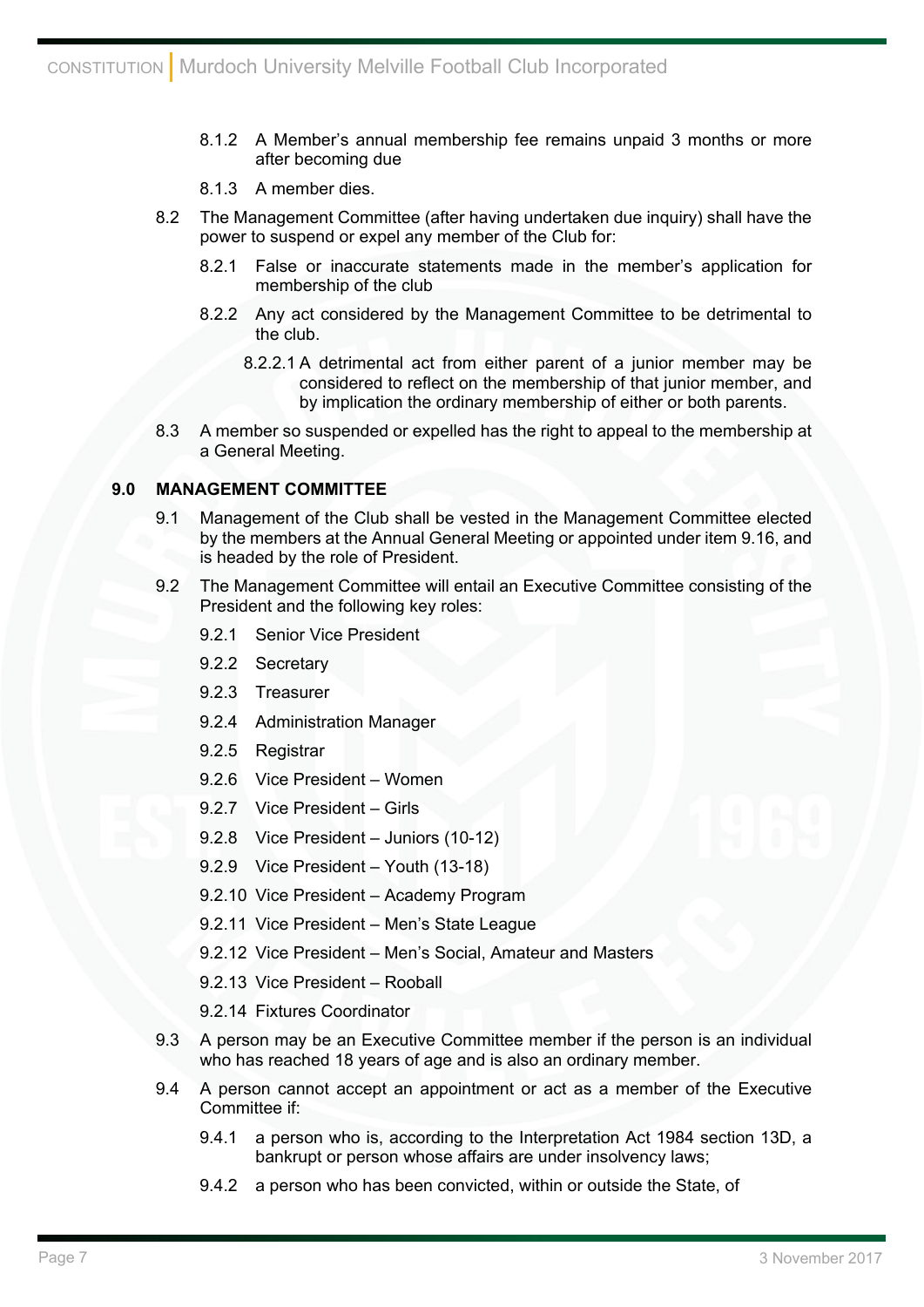8.1.2 A Member's annual membership fee remains unpaid 3 months or more after becoming due

8.1.3 A member dies.

8.2 The Management Committee (after having undertaken due inquiry) shall have the power to suspend or expel any member of the Club for:

8.2.1 False or inaccurate statements made in the member's application for membership of the club

8.2.2 Any act considered by the Management Committee to be detrimental to the club.

8.2.2.1 A detrimental act from either parent of a junior member may be considered to reflect on the membership of that junior member, and by implication the ordinary membership of either or both parents.

8.3 A member so suspended or expelled has the right to appeal to the membership at a General Meeting.

## 9.0 MANAGEMENT COMMITTEE

9.1 Management of the Club shall be vested in the Management Committee elected by the members at the Annual General Meeting or appointed under item 9.16, and is headed by the role of President.

9.2 The Management Committee will entail an Executive Committee consisting of the President and the following key roles:

9.2.1 Senior Vice President

9.2.2 Secretary

9.2.3 Treasurer

9.2.4 Administration Manager

9.2.5 Registrar

9.2.6 Vice President – Women

9.2.7 Vice President – Girls

9.2.8 Vice President – Juniors (10-12)

9.2.9 Vice President – Youth (13-18)

9.2.10 Vice President – Academy Program

9.2.11 Vice President – Men's State League

9.2.12 Vice President – Men's Social, Amateur and Masters

9.2.13 Vice President – Rooball

9.2.14 Fixtures Coordinator

9.3 A person may be an Executive Committee member if the person is an individual who has reached 18 years of age and is also an ordinary member.

9.4 A person cannot accept an appointment or act as a member of the Executive Committee if:

9.4.1 a person who is, according to the Interpretation Act 1984 section 13D, a bankrupt or person whose affairs are under insolvency laws;

9.4.2 a person who has been convicted, within or outside the State, of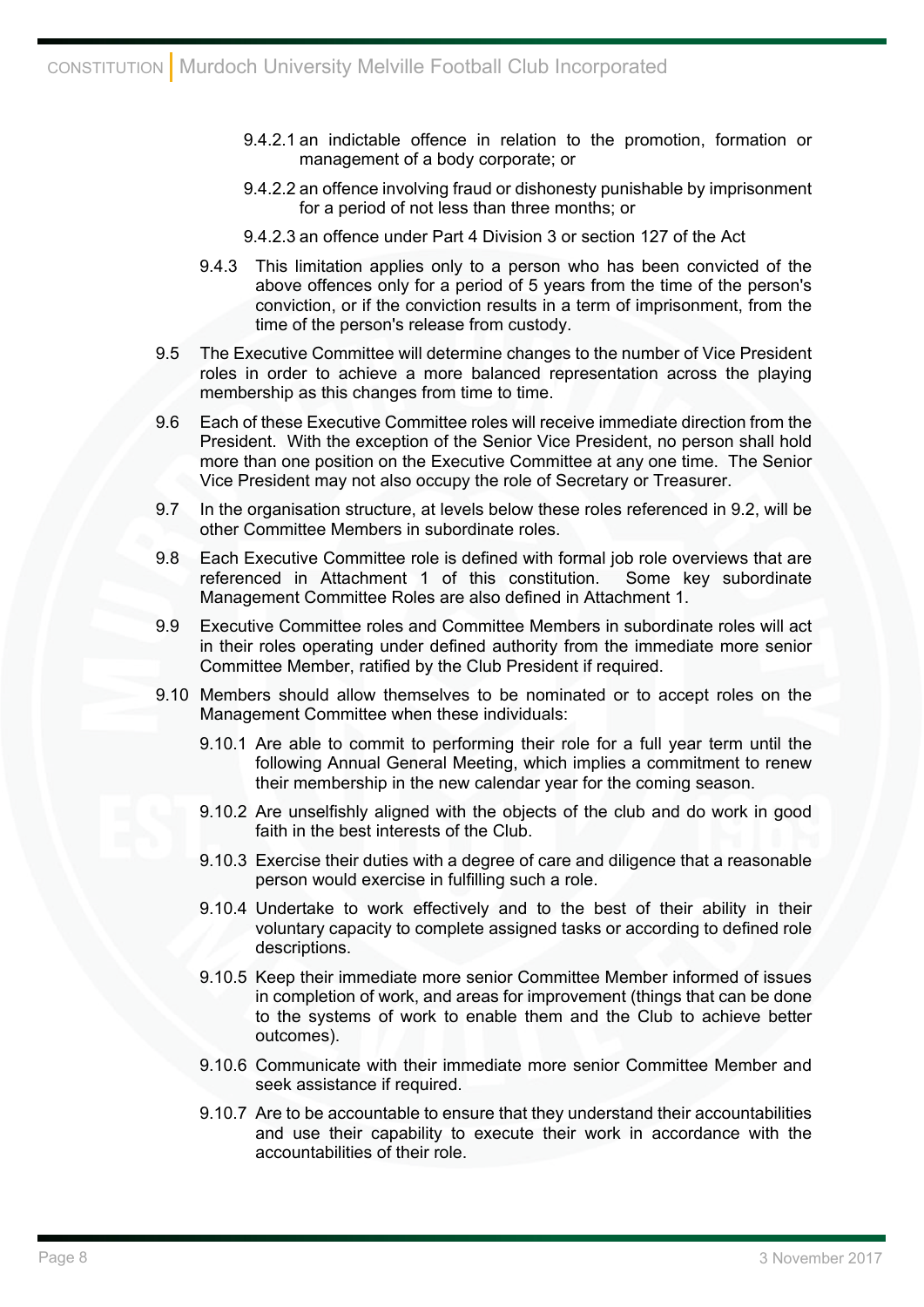9.4.2.1 an indictable offence in relation to the promotion, formation or management of a body corporate; or

9.4.2.2 an offence involving fraud or dishonesty punishable by imprisonment for a period of not less than three months; or

9.4.2.3 an offence under Part 4 Division 3 or section 127 of the Act

9.4.3 This limitation applies only to a person who has been convicted of the above offences only for a period of 5 years from the time of the person's conviction, or if the conviction results in a term of imprisonment, from the time of the person's release from custody.

9.5 The Executive Committee will determine changes to the number of Vice President roles in order to achieve a more balanced representation across the playing membership as this changes from time to time.

9.6 Each of these Executive Committee roles will receive immediate direction from the President. With the exception of the Senior Vice President, no person shall hold more than one position on the Executive Committee at any one time. The Senior Vice President may not also occupy the role of Secretary or Treasurer.

9.7 In the organisation structure, at levels below these roles referenced in 9.2, will be other Committee Members in subordinate roles.

9.8 Each Executive Committee role is defined with formal job role overviews that are referenced in Attachment 1 of this constitution. Some key subordinate Management Committee Roles are also defined in Attachment 1.

9.9 Executive Committee roles and Committee Members in subordinate roles will act in their roles operating under defined authority from the immediate more senior Committee Member, ratified by the Club President if required.

9.10 Members should allow themselves to be nominated or to accept roles on the Management Committee when these individuals:

9.10.1 Are able to commit to performing their role for a full year term until the following Annual General Meeting, which implies a commitment to renew their membership in the new calendar year for the coming season.

9.10.2 Are unselfishly aligned with the objects of the club and do work in good faith in the best interests of the Club.

9.10.3 Exercise their duties with a degree of care and diligence that a reasonable person would exercise in fulfilling such a role.

9.10.4 Undertake to work effectively and to the best of their ability in their voluntary capacity to complete assigned tasks or according to defined role descriptions.

9.10.5 Keep their immediate more senior Committee Member informed of issues in completion of work, and areas for improvement (things that can be done to the systems of work to enable them and the Club to achieve better outcomes).

9.10.6 Communicate with their immediate more senior Committee Member and seek assistance if required.

9.10.7 Are to be accountable to ensure that they understand their accountabilities and use their capability to execute their work in accordance with the accountabilities of their role.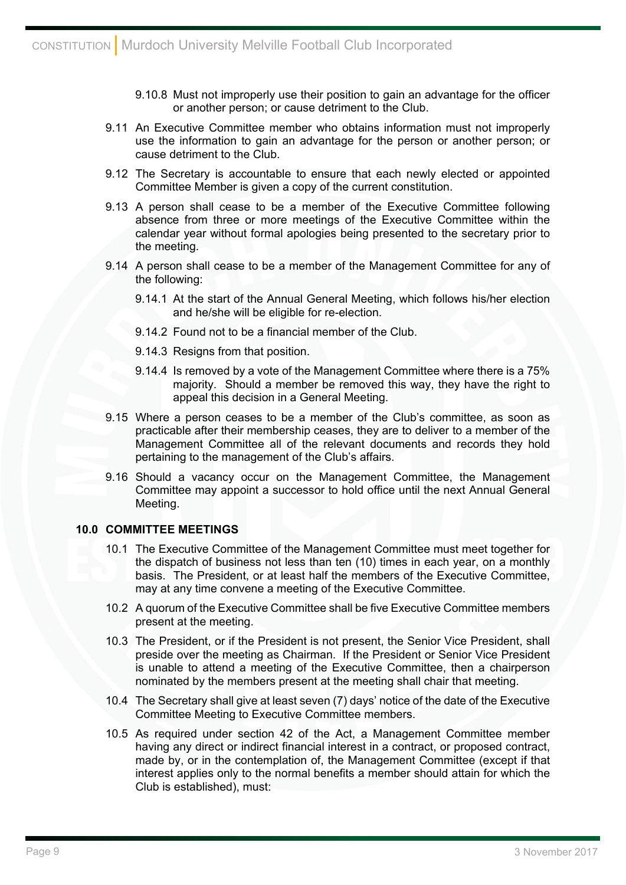9.10.8 Must not improperly use their position to gain an advantage for the officer or another person; or cause detriment to the Club.

9.11 An Executive Committee member who obtains information must not improperly use the information to gain an advantage for the person or another person; or cause detriment to the Club.

9.12 The Secretary is accountable to ensure that each newly elected or appointed Committee Member is given a copy of the current constitution.

9.13 A person shall cease to be a member of the Executive Committee following absence from three or more meetings of the Executive Committee within the calendar year without formal apologies being presented to the secretary prior to the meeting.

9.14 A person shall cease to be a member of the Management Committee for any of the following:

9.14.1 At the start of the Annual General Meeting, which follows his/her election and he/she will be eligible for re-election.

9.14.2 Found not to be a financial member of the Club.

9.14.3 Resigns from that position.

9.14.4 Is removed by a vote of the Management Committee where there is a 75% majority. Should a member be removed this way, they have the right to appeal this decision in a General Meeting.

9.15 Where a person ceases to be a member of the Club's committee, as soon as practicable after their membership ceases, they are to deliver to a member of the Management Committee all of the relevant documents and records they hold pertaining to the management of the Club's affairs.

9.16 Should a vacancy occur on the Management Committee, the Management Committee may appoint a successor to hold office until the next Annual General Meeting.

## 10.0 COMMITTEE MEETINGS

10.1 The Executive Committee of the Management Committee must meet together for the dispatch of business not less than ten (10) times in each year, on a monthly basis. The President, or at least half the members of the Executive Committee, may at any time convene a meeting of the Executive Committee.

10.2 A quorum of the Executive Committee shall be five Executive Committee members present at the meeting.

10.3 The President, or if the President is not present, the Senior Vice President, shall preside over the meeting as Chairman. If the President or Senior Vice President is unable to attend a meeting of the Executive Committee, then a chairperson nominated by the members present at the meeting shall chair that meeting.

10.4 The Secretary shall give at least seven (7) days' notice of the date of the Executive Committee Meeting to Executive Committee members.

10.5 As required under section 42 of the Act, a Management Committee member having any direct or indirect financial interest in a contract, or proposed contract, made by, or in the contemplation of, the Management Committee (except if that interest applies only to the normal benefits a member should attain for which the Club is established), must: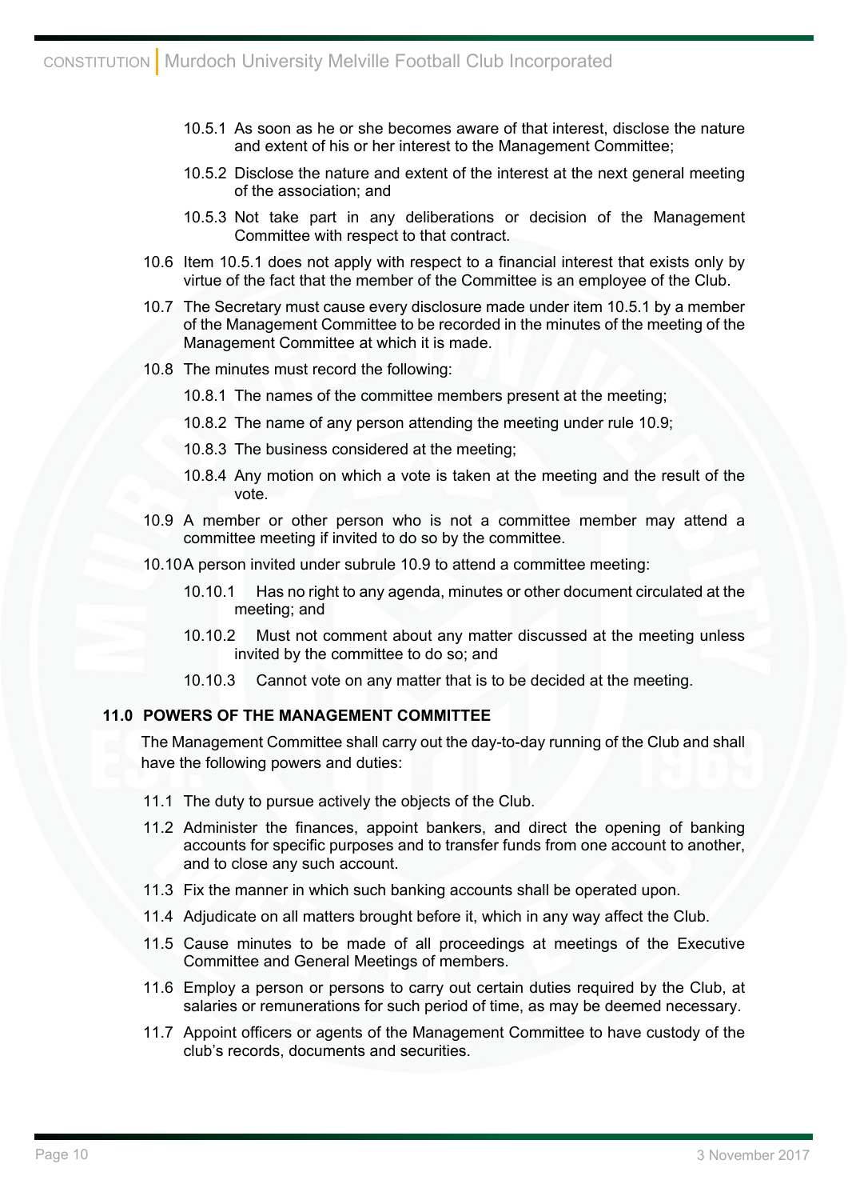10.5.1 As soon as he or she becomes aware of that interest, disclose the nature and extent of his or her interest to the Management Committee;

10.5.2 Disclose the nature and extent of the interest at the next general meeting of the association; and

10.5.3 Not take part in any deliberations or decision of the Management Committee with respect to that contract.

10.6 Item 10.5.1 does not apply with respect to a financial interest that exists only by virtue of the fact that the member of the Committee is an employee of the Club.

10.7 The Secretary must cause every disclosure made under item 10.5.1 by a member of the Management Committee to be recorded in the minutes of the meeting of the Management Committee at which it is made.

10.8 The minutes must record the following:

10.8.1 The names of the committee members present at the meeting;

10.8.2 The name of any person attending the meeting under rule 10.9;

10.8.3 The business considered at the meeting;

10.8.4 Any motion on which a vote is taken at the meeting and the result of the vote.

10.9 A member or other person who is not a committee member may attend a committee meeting if invited to do so by the committee.

10.10 A person invited under subrule 10.9 to attend a committee meeting:

10.10.1 Has no right to any agenda, minutes or other document circulated at the meeting; and

10.10.2 Must not comment about any matter discussed at the meeting unless invited by the committee to do so; and

10.10.3 Cannot vote on any matter that is to be decided at the meeting.

## 11.0 POWERS OF THE MANAGEMENT COMMITTEE

The Management Committee shall carry out the day-to-day running of the Club and shall have the following powers and duties:

11.1 The duty to pursue actively the objects of the Club.

11.2 Administer the finances, appoint bankers, and direct the opening of banking accounts for specific purposes and to transfer funds from one account to another, and to close any such account.

11.3 Fix the manner in which such banking accounts shall be operated upon.

11.4 Adjudicate on all matters brought before it, which in any way affect the Club.

11.5 Cause minutes to be made of all proceedings at meetings of the Executive Committee and General Meetings of members.

11.6 Employ a person or persons to carry out certain duties required by the Club, at salaries or remunerations for such period of time, as may be deemed necessary.

11.7 Appoint officers or agents of the Management Committee to have custody of the club's records, documents and securities.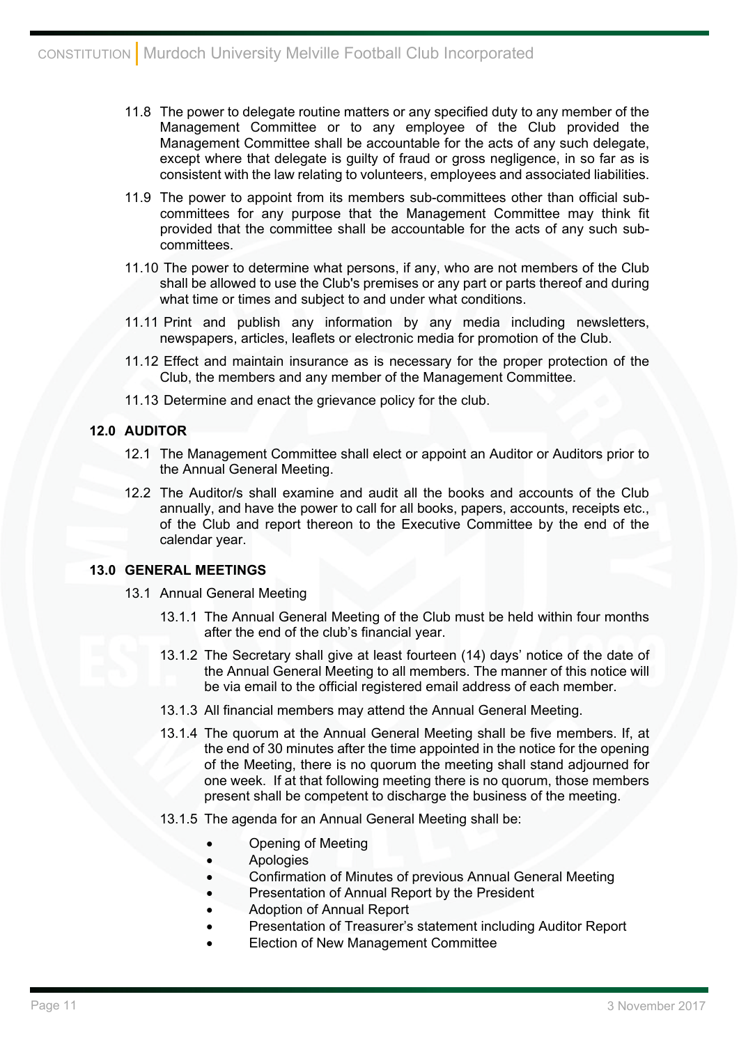11.8 The power to delegate routine matters or any specified duty to any member of the Management Committee or to any employee of the Club provided the Management Committee shall be accountable for the acts of any such delegate, except where that delegate is guilty of fraud or gross negligence, in so far as is consistent with the law relating to volunteers, employees and associated liabilities.

11.9 The power to appoint from its members sub-committees other than official sub-committees for any purpose that the Management Committee may think fit provided that the committee shall be accountable for the acts of any such sub-committees.

11.10 The power to determine what persons, if any, who are not members of the Club shall be allowed to use the Club's premises or any part or parts thereof and during what time or times and subject to and under what conditions.

11.11 Print and publish any information by any media including newsletters, newspapers, articles, leaflets or electronic media for promotion of the Club.

11.12 Effect and maintain insurance as is necessary for the proper protection of the Club, the members and any member of the Management Committee.

11.13 Determine and enact the grievance policy for the club.

## 12.0 AUDITOR

12.1 The Management Committee shall elect or appoint an Auditor or Auditors prior to the Annual General Meeting.

12.2 The Auditor/s shall examine and audit all the books and accounts of the Club annually, and have the power to call for all books, papers, accounts, receipts etc., of the Club and report thereon to the Executive Committee by the end of the calendar year.

## 13.0 GENERAL MEETINGS

13.1 Annual General Meeting

13.1.1 The Annual General Meeting of the Club must be held within four months after the end of the club's financial year.

13.1.2 The Secretary shall give at least fourteen (14) days' notice of the date of the Annual General Meeting to all members. The manner of this notice will be via email to the official registered email address of each member.

13.1.3 All financial members may attend the Annual General Meeting.

13.1.4 The quorum at the Annual General Meeting shall be five members. If, at the end of 30 minutes after the time appointed in the notice for the opening of the Meeting, there is no quorum the meeting shall stand adjourned for one week. If at that following meeting there is no quorum, those members present shall be competent to discharge the business of the meeting.

13.1.5 The agenda for an Annual General Meeting shall be:

- Opening of Meeting
- Apologies
- Confirmation of Minutes of previous Annual General Meeting
- Presentation of Annual Report by the President
- Adoption of Annual Report
- Presentation of Treasurer's statement including Auditor Report
- Election of New Management Committee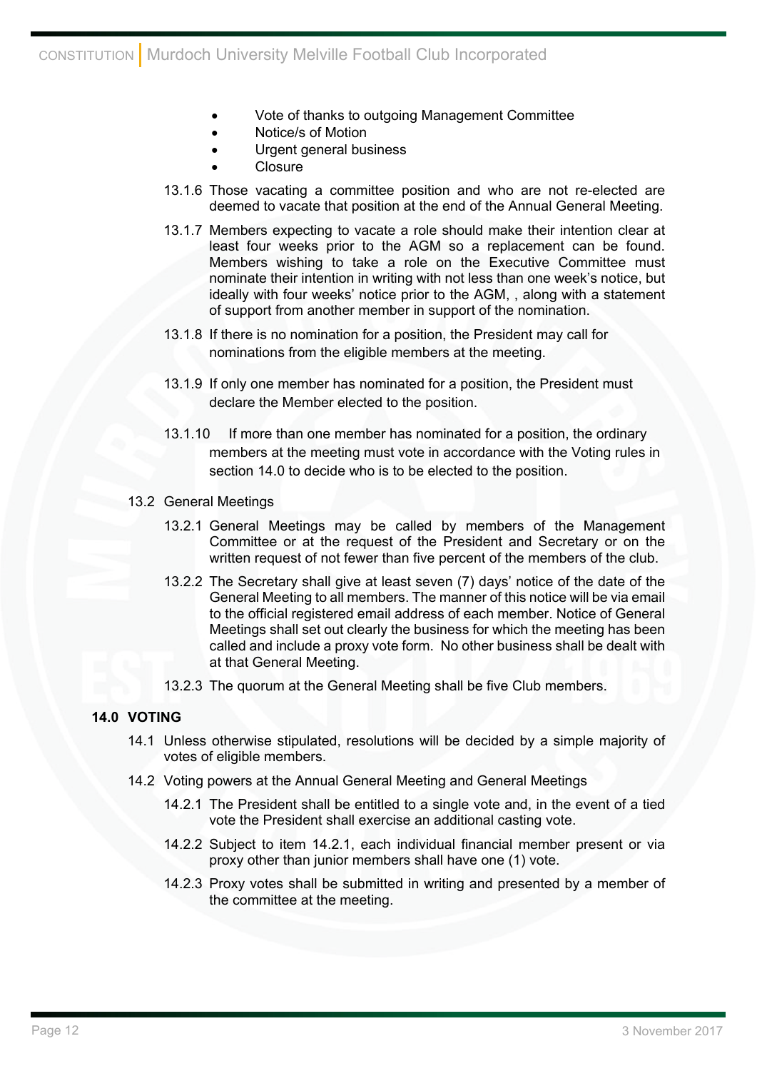- Vote of thanks to outgoing Management Committee
- Notice/s of Motion
- Urgent general business
- Closure

13.1.6 Those vacating a committee position and who are not re-elected are deemed to vacate that position at the end of the Annual General Meeting.

13.1.7 Members expecting to vacate a role should make their intention clear at least four weeks prior to the AGM so a replacement can be found. Members wishing to take a role on the Executive Committee must nominate their intention in writing with not less than one week's notice, but ideally with four weeks' notice prior to the AGM, , along with a statement of support from another member in support of the nomination.

13.1.8 If there is no nomination for a position, the President may call for nominations from the eligible members at the meeting.

13.1.9 If only one member has nominated for a position, the President must declare the Member elected to the position.

13.1.10 If more than one member has nominated for a position, the ordinary members at the meeting must vote in accordance with the Voting rules in section 14.0 to decide who is to be elected to the position.

13.2 General Meetings

13.2.1 General Meetings may be called by members of the Management Committee or at the request of the President and Secretary or on the written request of not fewer than five percent of the members of the club.

13.2.2 The Secretary shall give at least seven (7) days' notice of the date of the General Meeting to all members. The manner of this notice will be via email to the official registered email address of each member. Notice of General Meetings shall set out clearly the business for which the meeting has been called and include a proxy vote form. No other business shall be dealt with at that General Meeting.

13.2.3 The quorum at the General Meeting shall be five Club members.

## 14.0 VOTING

14.1 Unless otherwise stipulated, resolutions will be decided by a simple majority of votes of eligible members.

14.2 Voting powers at the Annual General Meeting and General Meetings

14.2.1 The President shall be entitled to a single vote and, in the event of a tied vote the President shall exercise an additional casting vote.

14.2.2 Subject to item 14.2.1, each individual financial member present or via proxy other than junior members shall have one (1) vote.

14.2.3 Proxy votes shall be submitted in writing and presented by a member of the committee at the meeting.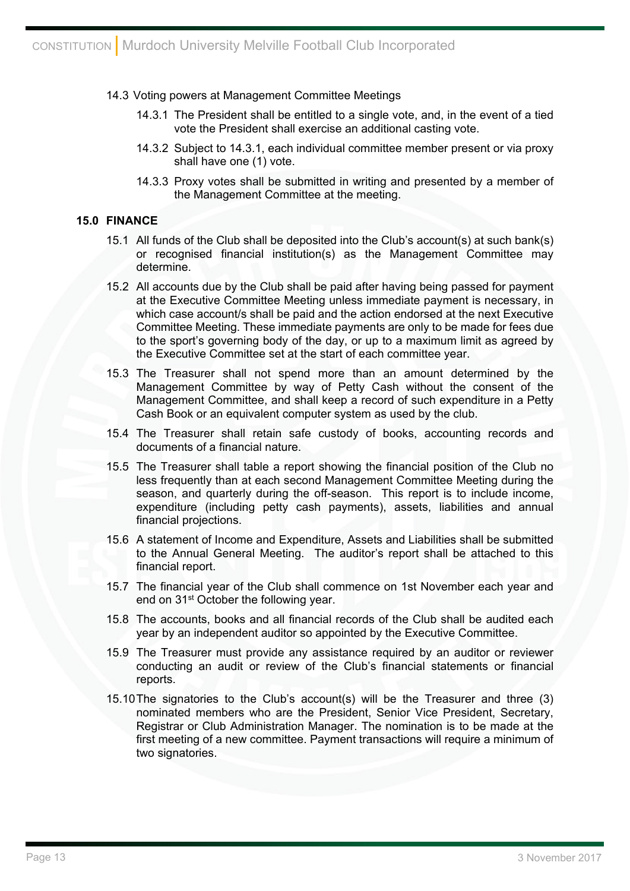14.3 Voting powers at Management Committee Meetings

14.3.1 The President shall be entitled to a single vote, and, in the event of a tied vote the President shall exercise an additional casting vote.

14.3.2 Subject to 14.3.1, each individual committee member present or via proxy shall have one (1) vote.

14.3.3 Proxy votes shall be submitted in writing and presented by a member of the Management Committee at the meeting.

**15.0 FINANCE**

15.1 All funds of the Club shall be deposited into the Club's account(s) at such bank(s) or recognised financial institution(s) as the Management Committee may determine.

15.2 All accounts due by the Club shall be paid after having being passed for payment at the Executive Committee Meeting unless immediate payment is necessary, in which case account/s shall be paid and the action endorsed at the next Executive Committee Meeting. These immediate payments are only to be made for fees due to the sport's governing body of the day, or up to a maximum limit as agreed by the Executive Committee set at the start of each committee year.

15.3 The Treasurer shall not spend more than an amount determined by the Management Committee by way of Petty Cash without the consent of the Management Committee, and shall keep a record of such expenditure in a Petty Cash Book or an equivalent computer system as used by the club.

15.4 The Treasurer shall retain safe custody of books, accounting records and documents of a financial nature.

15.5 The Treasurer shall table a report showing the financial position of the Club no less frequently than at each second Management Committee Meeting during the season, and quarterly during the off-season. This report is to include income, expenditure (including petty cash payments), assets, liabilities and annual financial projections.

15.6 A statement of Income and Expenditure, Assets and Liabilities shall be submitted to the Annual General Meeting. The auditor's report shall be attached to this financial report.

15.7 The financial year of the Club shall commence on 1st November each year and end on 31st October the following year.

15.8 The accounts, books and all financial records of the Club shall be audited each year by an independent auditor so appointed by the Executive Committee.

15.9 The Treasurer must provide any assistance required by an auditor or reviewer conducting an audit or review of the Club's financial statements or financial reports.

15.10 The signatories to the Club's account(s) will be the Treasurer and three (3) nominated members who are the President, Senior Vice President, Secretary, Registrar or Club Administration Manager. The nomination is to be made at the first meeting of a new committee. Payment transactions will require a minimum of two signatories.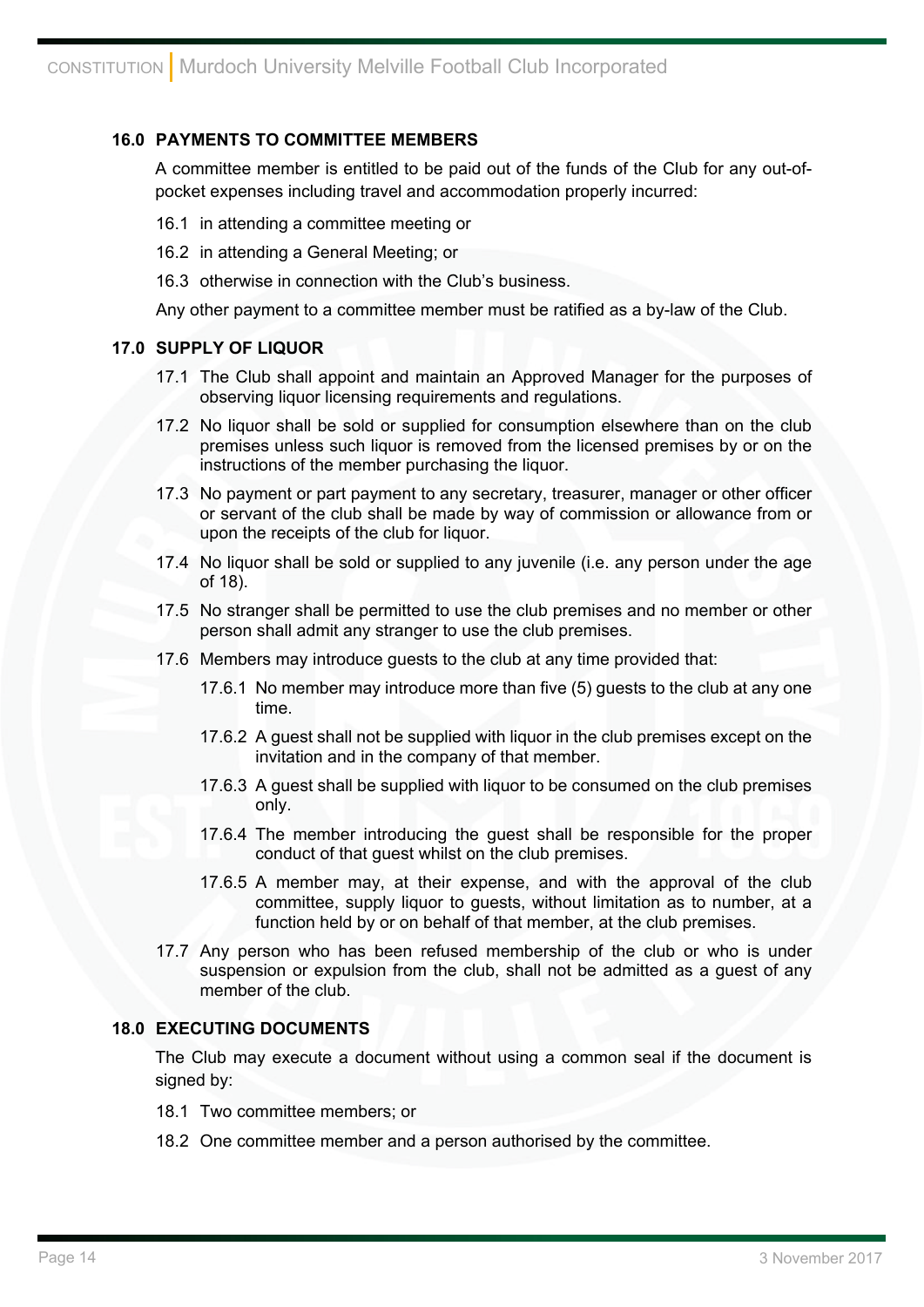## 16.0 PAYMENTS TO COMMITTEE MEMBERS

A committee member is entitled to be paid out of the funds of the Club for any out-of-pocket expenses including travel and accommodation properly incurred:

16.1 in attending a committee meeting or

16.2 in attending a General Meeting; or

16.3 otherwise in connection with the Club's business.

Any other payment to a committee member must be ratified as a by-law of the Club.

## 17.0 SUPPLY OF LIQUOR

17.1 The Club shall appoint and maintain an Approved Manager for the purposes of observing liquor licensing requirements and regulations.

17.2 No liquor shall be sold or supplied for consumption elsewhere than on the club premises unless such liquor is removed from the licensed premises by or on the instructions of the member purchasing the liquor.

17.3 No payment or part payment to any secretary, treasurer, manager or other officer or servant of the club shall be made by way of commission or allowance from or upon the receipts of the club for liquor.

17.4 No liquor shall be sold or supplied to any juvenile (i.e. any person under the age of 18).

17.5 No stranger shall be permitted to use the club premises and no member or other person shall admit any stranger to use the club premises.

17.6 Members may introduce guests to the club at any time provided that:

17.6.1 No member may introduce more than five (5) guests to the club at any one time.

17.6.2 A guest shall not be supplied with liquor in the club premises except on the invitation and in the company of that member.

17.6.3 A guest shall be supplied with liquor to be consumed on the club premises only.

17.6.4 The member introducing the guest shall be responsible for the proper conduct of that guest whilst on the club premises.

17.6.5 A member may, at their expense, and with the approval of the club committee, supply liquor to guests, without limitation as to number, at a function held by or on behalf of that member, at the club premises.

17.7 Any person who has been refused membership of the club or who is under suspension or expulsion from the club, shall not be admitted as a guest of any member of the club.

## 18.0 EXECUTING DOCUMENTS

The Club may execute a document without using a common seal if the document is signed by:

18.1 Two committee members; or

18.2 One committee member and a person authorised by the committee.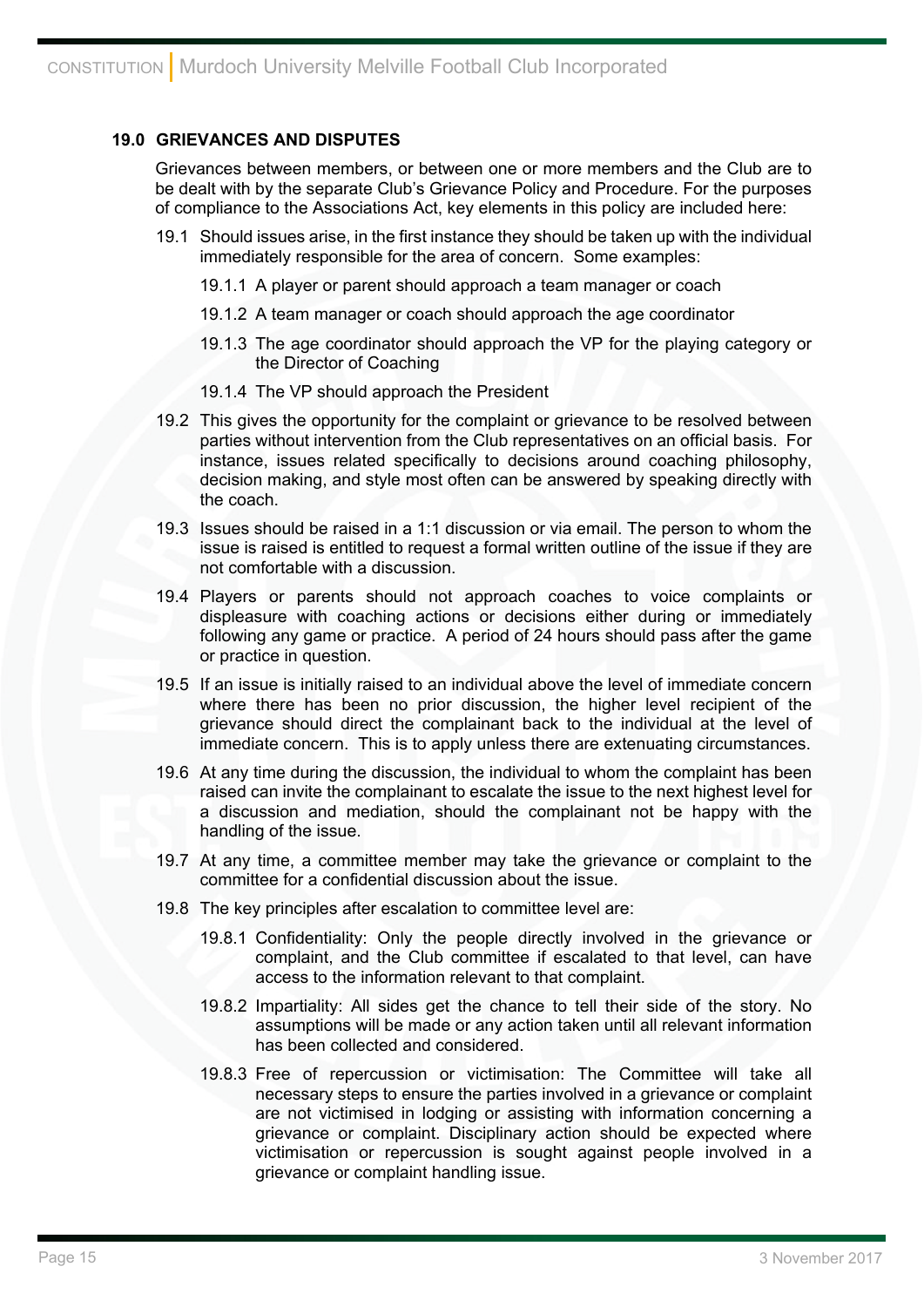## 19.0 GRIEVANCES AND DISPUTES

Grievances between members, or between one or more members and the Club are to be dealt with by the separate Club's Grievance Policy and Procedure. For the purposes of compliance to the Associations Act, key elements in this policy are included here:

19.1 Should issues arise, in the first instance they should be taken up with the individual immediately responsible for the area of concern. Some examples:

19.1.1 A player or parent should approach a team manager or coach

19.1.2 A team manager or coach should approach the age coordinator

19.1.3 The age coordinator should approach the VP for the playing category or the Director of Coaching

19.1.4 The VP should approach the President

19.2 This gives the opportunity for the complaint or grievance to be resolved between parties without intervention from the Club representatives on an official basis. For instance, issues related specifically to decisions around coaching philosophy, decision making, and style most often can be answered by speaking directly with the coach.

19.3 Issues should be raised in a 1:1 discussion or via email. The person to whom the issue is raised is entitled to request a formal written outline of the issue if they are not comfortable with a discussion.

19.4 Players or parents should not approach coaches to voice complaints or displeasure with coaching actions or decisions either during or immediately following any game or practice. A period of 24 hours should pass after the game or practice in question.

19.5 If an issue is initially raised to an individual above the level of immediate concern where there has been no prior discussion, the higher level recipient of the grievance should direct the complainant back to the individual at the level of immediate concern. This is to apply unless there are extenuating circumstances.

19.6 At any time during the discussion, the individual to whom the complaint has been raised can invite the complainant to escalate the issue to the next highest level for a discussion and mediation, should the complainant not be happy with the handling of the issue.

19.7 At any time, a committee member may take the grievance or complaint to the committee for a confidential discussion about the issue.

19.8 The key principles after escalation to committee level are:

19.8.1 Confidentiality: Only the people directly involved in the grievance or complaint, and the Club committee if escalated to that level, can have access to the information relevant to that complaint.

19.8.2 Impartiality: All sides get the chance to tell their side of the story. No assumptions will be made or any action taken until all relevant information has been collected and considered.

19.8.3 Free of repercussion or victimisation: The Committee will take all necessary steps to ensure the parties involved in a grievance or complaint are not victimised in lodging or assisting with information concerning a grievance or complaint. Disciplinary action should be expected where victimisation or repercussion is sought against people involved in a grievance or complaint handling issue.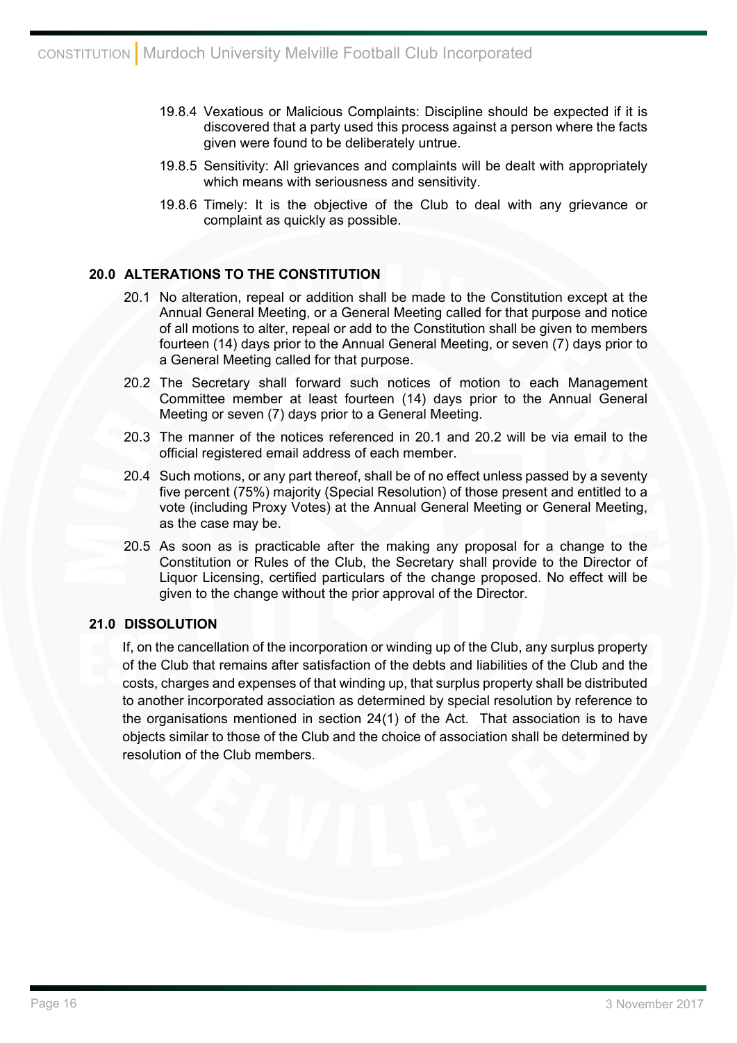19.8.4 Vexatious or Malicious Complaints: Discipline should be expected if it is discovered that a party used this process against a person where the facts given were found to be deliberately untrue.

19.8.5 Sensitivity: All grievances and complaints will be dealt with appropriately which means with seriousness and sensitivity.

19.8.6 Timely: It is the objective of the Club to deal with any grievance or complaint as quickly as possible.

## 20.0 ALTERATIONS TO THE CONSTITUTION

20.1 No alteration, repeal or addition shall be made to the Constitution except at the Annual General Meeting, or a General Meeting called for that purpose and notice of all motions to alter, repeal or add to the Constitution shall be given to members fourteen (14) days prior to the Annual General Meeting, or seven (7) days prior to a General Meeting called for that purpose.

20.2 The Secretary shall forward such notices of motion to each Management Committee member at least fourteen (14) days prior to the Annual General Meeting or seven (7) days prior to a General Meeting.

20.3 The manner of the notices referenced in 20.1 and 20.2 will be via email to the official registered email address of each member.

20.4 Such motions, or any part thereof, shall be of no effect unless passed by a seventy five percent (75%) majority (Special Resolution) of those present and entitled to a vote (including Proxy Votes) at the Annual General Meeting or General Meeting, as the case may be.

20.5 As soon as is practicable after the making any proposal for a change to the Constitution or Rules of the Club, the Secretary shall provide to the Director of Liquor Licensing, certified particulars of the change proposed. No effect will be given to the change without the prior approval of the Director.

## 21.0 DISSOLUTION

If, on the cancellation of the incorporation or winding up of the Club, any surplus property of the Club that remains after satisfaction of the debts and liabilities of the Club and the costs, charges and expenses of that winding up, that surplus property shall be distributed to another incorporated association as determined by special resolution by reference to the organisations mentioned in section 24(1) of the Act. That association is to have objects similar to those of the Club and the choice of association shall be determined by resolution of the Club members.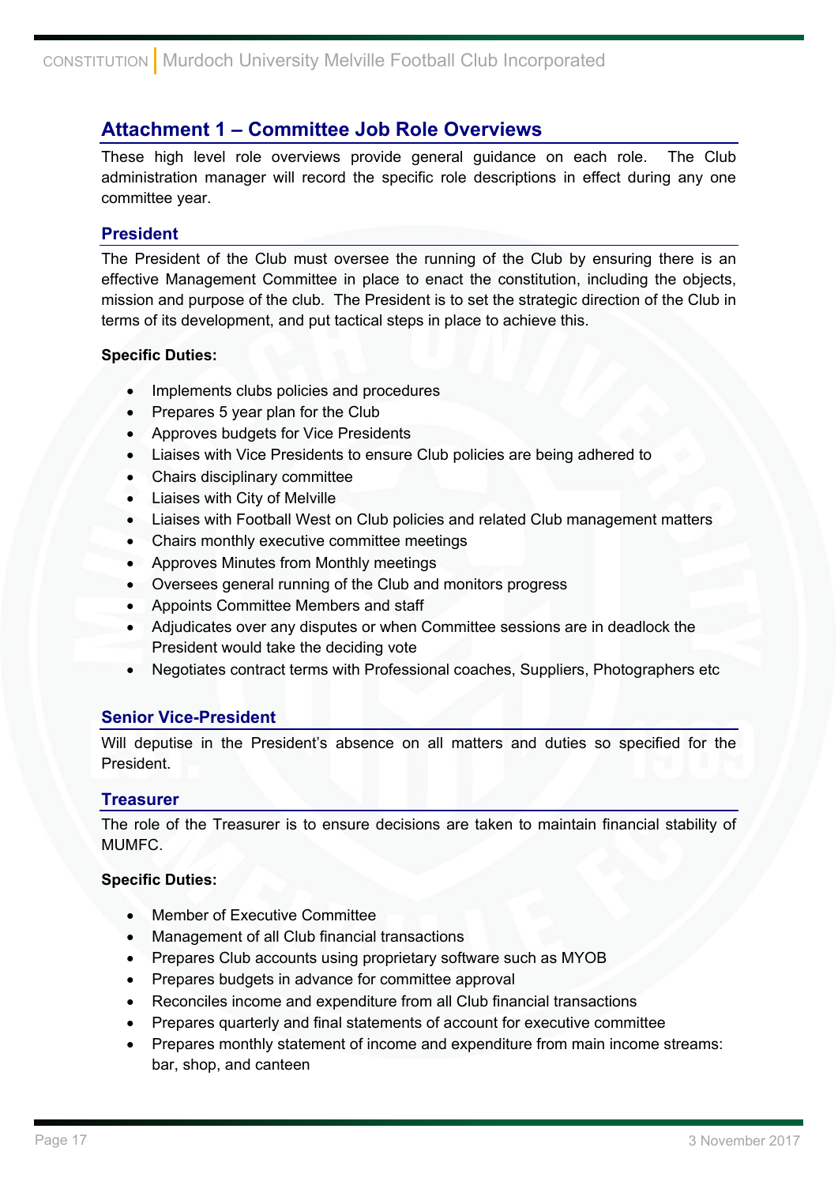## Attachment 1 – Committee Job Role Overviews

These high level role overviews provide general guidance on each role. The Club administration manager will record the specific role descriptions in effect during any one committee year.

### President

The President of the Club must oversee the running of the Club by ensuring there is an effective Management Committee in place to enact the constitution, including the objects, mission and purpose of the club. The President is to set the strategic direction of the Club in terms of its development, and put tactical steps in place to achieve this.

**Specific Duties:**

- Implements clubs policies and procedures
- Prepares 5 year plan for the Club
- Approves budgets for Vice Presidents
- Liaises with Vice Presidents to ensure Club policies are being adhered to
- Chairs disciplinary committee
- Liaises with City of Melville
- Liaises with Football West on Club policies and related Club management matters
- Chairs monthly executive committee meetings
- Approves Minutes from Monthly meetings
- Oversees general running of the Club and monitors progress
- Appoints Committee Members and staff
- Adjudicates over any disputes or when Committee sessions are in deadlock the President would take the deciding vote
- Negotiates contract terms with Professional coaches, Suppliers, Photographers etc

### Senior Vice-President

Will deputise in the President's absence on all matters and duties so specified for the President.

### Treasurer

The role of the Treasurer is to ensure decisions are taken to maintain financial stability of MUMFC.

**Specific Duties:**

- Member of Executive Committee
- Management of all Club financial transactions
- Prepares Club accounts using proprietary software such as MYOB
- Prepares budgets in advance for committee approval
- Reconciles income and expenditure from all Club financial transactions
- Prepares quarterly and final statements of account for executive committee
- Prepares monthly statement of income and expenditure from main income streams: bar, shop, and canteen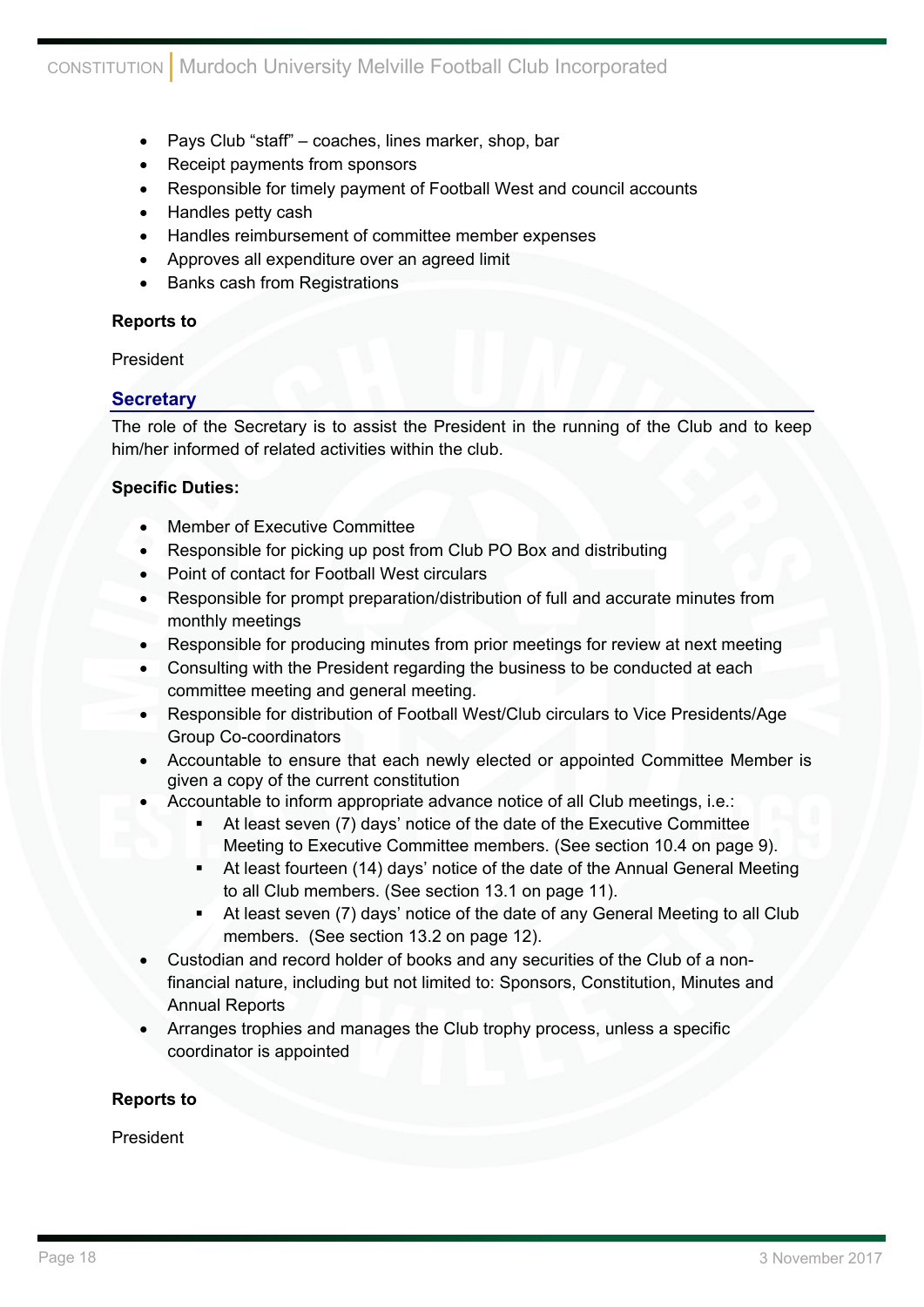- Pays Club “staff” – coaches, lines marker, shop, bar
- Receipt payments from sponsors
- Responsible for timely payment of Football West and council accounts
- Handles petty cash
- Handles reimbursement of committee member expenses
- Approves all expenditure over an agreed limit
- Banks cash from Registrations

**Reports to**

President

## Secretary

The role of the Secretary is to assist the President in the running of the Club and to keep him/her informed of related activities within the club.

**Specific Duties:**

- Member of Executive Committee
- Responsible for picking up post from Club PO Box and distributing
- Point of contact for Football West circulars
- Responsible for prompt preparation/distribution of full and accurate minutes from monthly meetings
- Responsible for producing minutes from prior meetings for review at next meeting
- Consulting with the President regarding the business to be conducted at each committee meeting and general meeting.
- Responsible for distribution of Football West/Club circulars to Vice Presidents/Age Group Co-coordinators
- Accountable to ensure that each newly elected or appointed Committee Member is given a copy of the current constitution
- Accountable to inform appropriate advance notice of all Club meetings, i.e.:
  - At least seven (7) days’ notice of the date of the Executive Committee Meeting to Executive Committee members. (See section 10.4 on page 9).
  - At least fourteen (14) days’ notice of the date of the Annual General Meeting to all Club members. (See section 13.1 on page 11).
  - At least seven (7) days’ notice of the date of any General Meeting to all Club members. (See section 13.2 on page 12).
- Custodian and record holder of books and any securities of the Club of a non-financial nature, including but not limited to: Sponsors, Constitution, Minutes and Annual Reports
- Arranges trophies and manages the Club trophy process, unless a specific coordinator is appointed

**Reports to**

President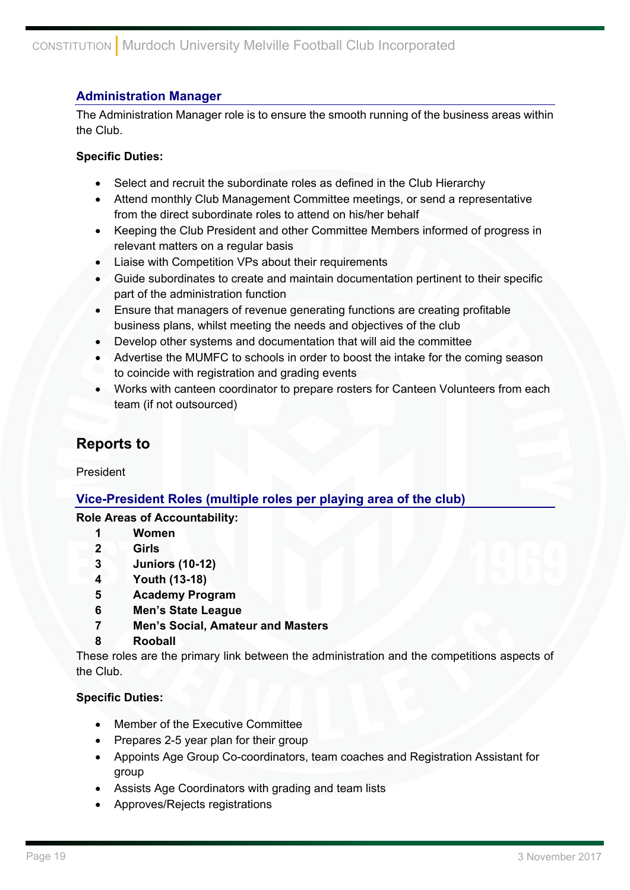### Administration Manager

The Administration Manager role is to ensure the smooth running of the business areas within the Club.

**Specific Duties:**

- Select and recruit the subordinate roles as defined in the Club Hierarchy
- Attend monthly Club Management Committee meetings, or send a representative from the direct subordinate roles to attend on his/her behalf
- Keeping the Club President and other Committee Members informed of progress in relevant matters on a regular basis
- Liaise with Competition VPs about their requirements
- Guide subordinates to create and maintain documentation pertinent to their specific part of the administration function
- Ensure that managers of revenue generating functions are creating profitable business plans, whilst meeting the needs and objectives of the club
- Develop other systems and documentation that will aid the committee
- Advertise the MUMFC to schools in order to boost the intake for the coming season to coincide with registration and grading events
- Works with canteen coordinator to prepare rosters for Canteen Volunteers from each team (if not outsourced)

## Reports to

President

### Vice-President Roles (multiple roles per playing area of the club)

**Role Areas of Accountability:**

1. **Women**
2. **Girls**
3. **Juniors (10-12)**
4. **Youth (13-18)**
5. **Academy Program**
6. **Men's State League**
7. **Men's Social, Amateur and Masters**
8. **Rooball**

These roles are the primary link between the administration and the competitions aspects of the Club.

**Specific Duties:**

- Member of the Executive Committee
- Prepares 2-5 year plan for their group
- Appoints Age Group Co-coordinators, team coaches and Registration Assistant for group
- Assists Age Coordinators with grading and team lists
- Approves/Rejects registrations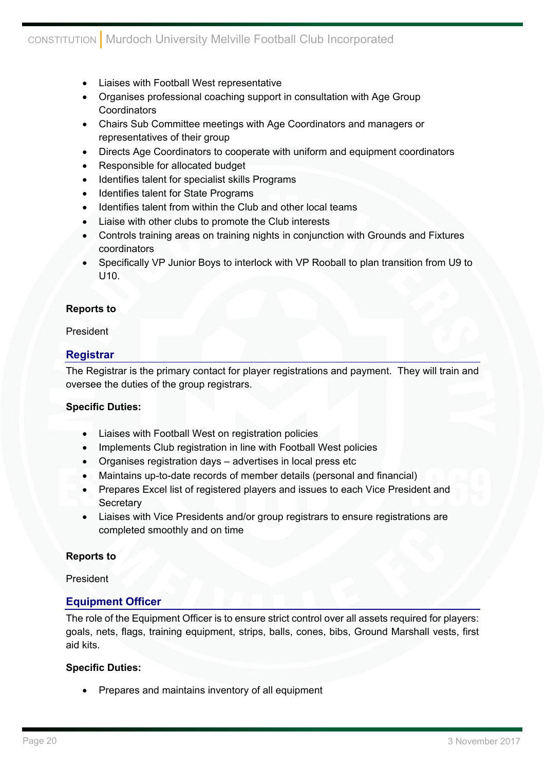- Liaises with Football West representative
- Organises professional coaching support in consultation with Age Group Coordinators
- Chairs Sub Committee meetings with Age Coordinators and managers or representatives of their group
- Directs Age Coordinators to cooperate with uniform and equipment coordinators
- Responsible for allocated budget
- Identifies talent for specialist skills Programs
- Identifies talent for State Programs
- Identifies talent from within the Club and other local teams
- Liaise with other clubs to promote the Club interests
- Controls training areas on training nights in conjunction with Grounds and Fixtures coordinators
- Specifically VP Junior Boys to interlock with VP Rooball to plan transition from U9 to U10.

**Reports to**

President

## Registrar

The Registrar is the primary contact for player registrations and payment. They will train and oversee the duties of the group registrars.

**Specific Duties:**

- Liaises with Football West on registration policies
- Implements Club registration in line with Football West policies
- Organises registration days – advertises in local press etc
- Maintains up-to-date records of member details (personal and financial)
- Prepares Excel list of registered players and issues to each Vice President and Secretary
- Liaises with Vice Presidents and/or group registrars to ensure registrations are completed smoothly and on time

**Reports to**

President

## Equipment Officer

The role of the Equipment Officer is to ensure strict control over all assets required for players: goals, nets, flags, training equipment, strips, balls, cones, bibs, Ground Marshall vests, first aid kits.

**Specific Duties:**

- Prepares and maintains inventory of all equipment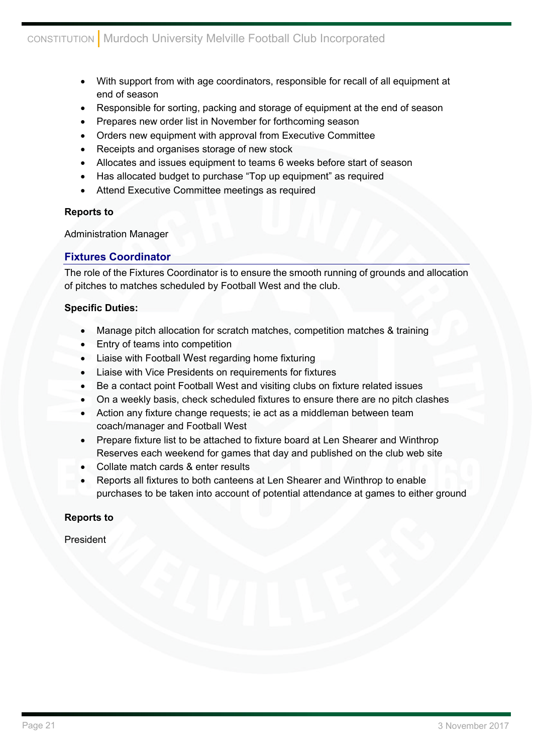- With support from with age coordinators, responsible for recall of all equipment at end of season
- Responsible for sorting, packing and storage of equipment at the end of season
- Prepares new order list in November for forthcoming season
- Orders new equipment with approval from Executive Committee
- Receipts and organises storage of new stock
- Allocates and issues equipment to teams 6 weeks before start of season
- Has allocated budget to purchase "Top up equipment" as required
- Attend Executive Committee meetings as required

**Reports to**

Administration Manager

## Fixtures Coordinator

The role of the Fixtures Coordinator is to ensure the smooth running of grounds and allocation of pitches to matches scheduled by Football West and the club.

**Specific Duties:**

- Manage pitch allocation for scratch matches, competition matches & training
- Entry of teams into competition
- Liaise with Football West regarding home fixturing
- Liaise with Vice Presidents on requirements for fixtures
- Be a contact point Football West and visiting clubs on fixture related issues
- On a weekly basis, check scheduled fixtures to ensure there are no pitch clashes
- Action any fixture change requests; ie act as a middleman between team coach/manager and Football West
- Prepare fixture list to be attached to fixture board at Len Shearer and Winthrop Reserves each weekend for games that day and published on the club web site
- Collate match cards & enter results
- Reports all fixtures to both canteens at Len Shearer and Winthrop to enable purchases to be taken into account of potential attendance at games to either ground

**Reports to**

President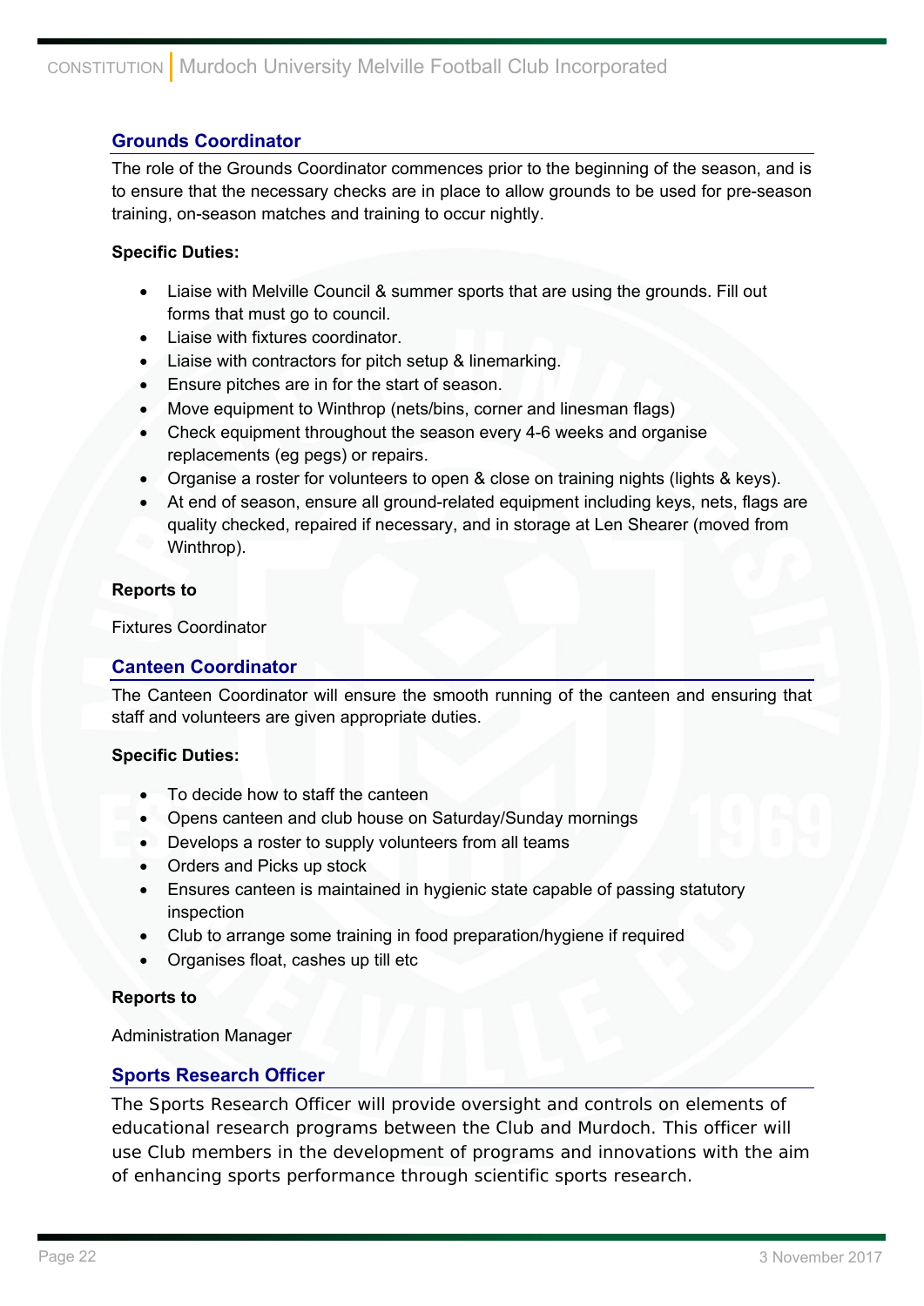## Grounds Coordinator

The role of the Grounds Coordinator commences prior to the beginning of the season, and is to ensure that the necessary checks are in place to allow grounds to be used for pre-season training, on-season matches and training to occur nightly.

**Specific Duties:**

- Liaise with Melville Council & summer sports that are using the grounds. Fill out forms that must go to council.
- Liaise with fixtures coordinator.
- Liaise with contractors for pitch setup & linemarking.
- Ensure pitches are in for the start of season.
- Move equipment to Winthrop (nets/bins, corner and linesman flags)
- Check equipment throughout the season every 4-6 weeks and organise replacements (eg pegs) or repairs.
- Organise a roster for volunteers to open & close on training nights (lights & keys).
- At end of season, ensure all ground-related equipment including keys, nets, flags are quality checked, repaired if necessary, and in storage at Len Shearer (moved from Winthrop).

**Reports to**

Fixtures Coordinator

## Canteen Coordinator

The Canteen Coordinator will ensure the smooth running of the canteen and ensuring that staff and volunteers are given appropriate duties.

**Specific Duties:**

- To decide how to staff the canteen
- Opens canteen and club house on Saturday/Sunday mornings
- Develops a roster to supply volunteers from all teams
- Orders and Picks up stock
- Ensures canteen is maintained in hygienic state capable of passing statutory inspection
- Club to arrange some training in food preparation/hygiene if required
- Organises float, cashes up till etc

**Reports to**

Administration Manager

## Sports Research Officer

The Sports Research Officer will provide oversight and controls on elements of educational research programs between the Club and Murdoch. This officer will use Club members in the development of programs and innovations with the aim of enhancing sports performance through scientific sports research.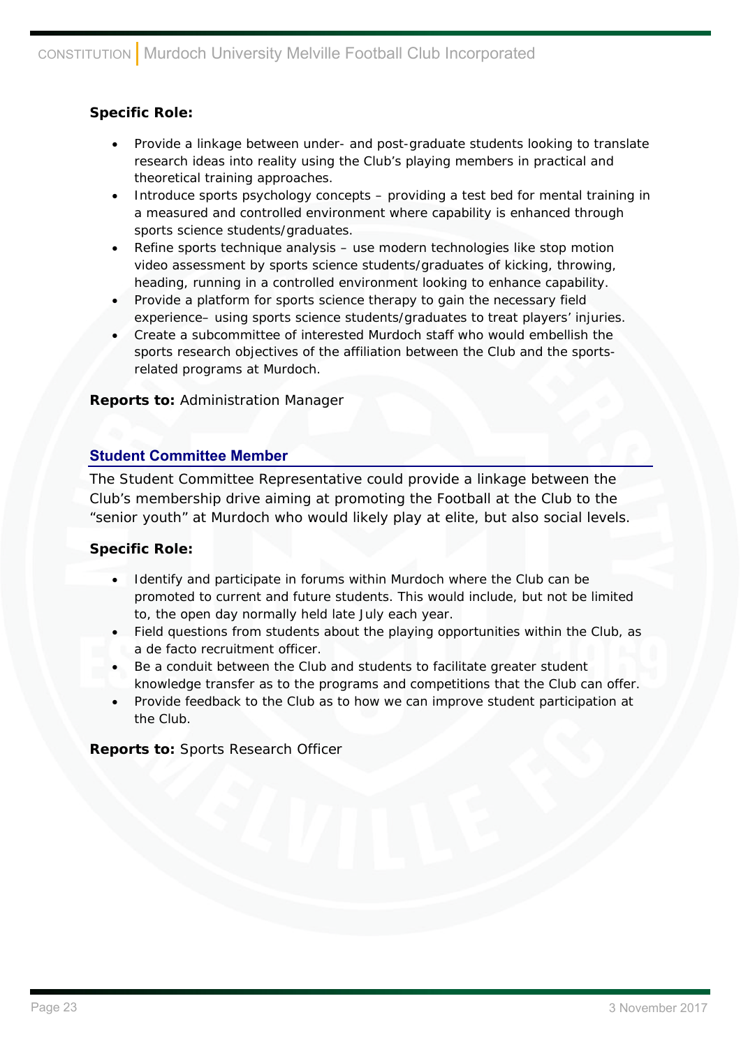**Specific Role:**

- Provide a linkage between under- and post-graduate students looking to translate research ideas into reality using the Club's playing members in practical and theoretical training approaches.
- Introduce sports psychology concepts – providing a test bed for mental training in a measured and controlled environment where capability is enhanced through sports science students/graduates.
- Refine sports technique analysis – use modern technologies like stop motion video assessment by sports science students/graduates of kicking, throwing, heading, running in a controlled environment looking to enhance capability.
- Provide a platform for sports science therapy to gain the necessary field experience– using sports science students/graduates to treat players' injuries.
- Create a subcommittee of interested Murdoch staff who would embellish the sports research objectives of the affiliation between the Club and the sports-related programs at Murdoch.

**Reports to:** Administration Manager

## Student Committee Member

The Student Committee Representative could provide a linkage between the Club's membership drive aiming at promoting the Football at the Club to the "senior youth" at Murdoch who would likely play at elite, but also social levels.

**Specific Role:**

- Identify and participate in forums within Murdoch where the Club can be promoted to current and future students. This would include, but not be limited to, the open day normally held late July each year.
- Field questions from students about the playing opportunities within the Club, as a de facto recruitment officer.
- Be a conduit between the Club and students to facilitate greater student knowledge transfer as to the programs and competitions that the Club can offer.
- Provide feedback to the Club as to how we can improve student participation at the Club.

**Reports to:** Sports Research Officer